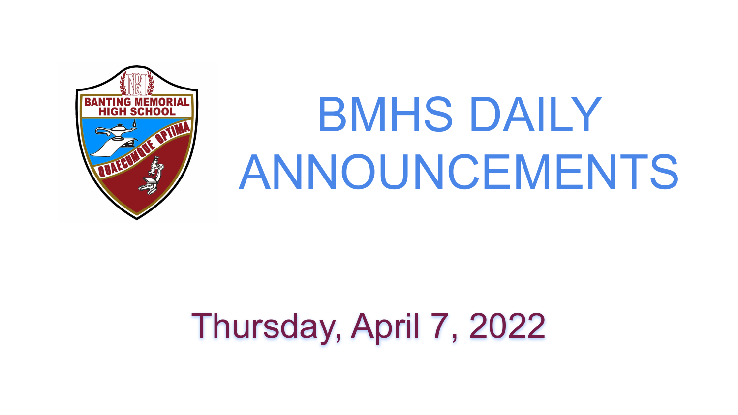# BMHS DAILY ANNOUNCEMENTS

## Thursday, April 7, 2022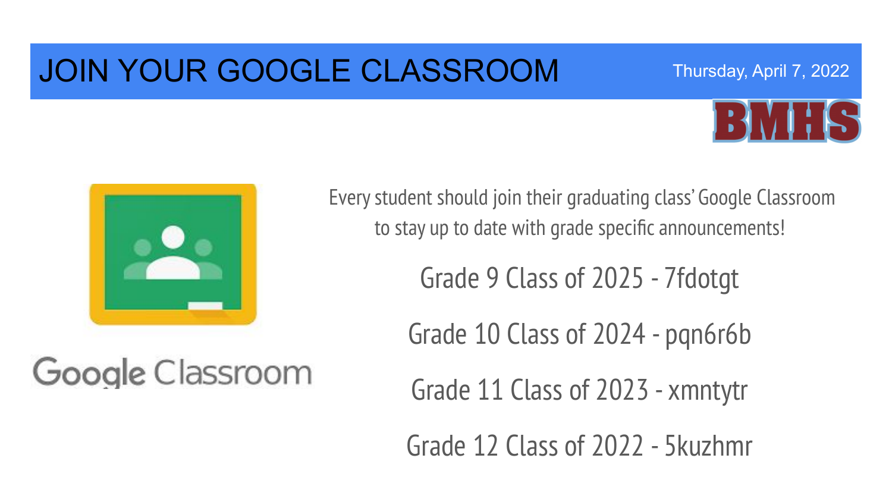# JOIN YOUR GOOGLE CLASSROOM

Thursday, April 7, 2022

BMHS

Google Classroom

Every student should join their graduating class' Google Classroom to stay up to date with grade specific announcements!

Grade 9 Class of 2025 - 7fdotgt

Grade 10 Class of 2024 - pqn6r6b

Grade 11 Class of 2023 - xmntytr

Grade 12 Class of 2022 - 5kuzhmr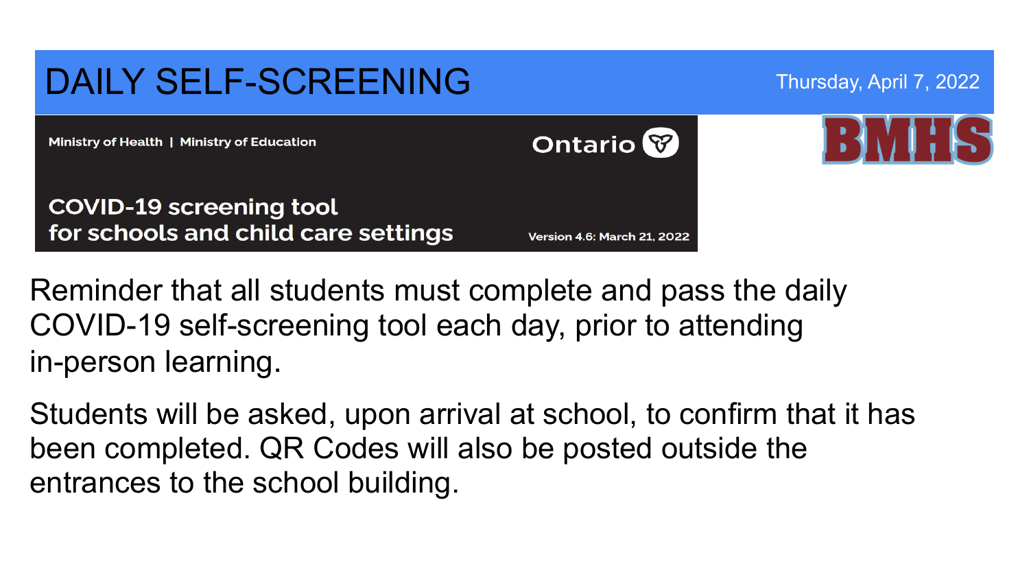# DAILY SELF-SCREENING

Thursday, April 7, 2022

Ministry of Health | Ministry of Education

Ontario

BMHS

**COVID-19 screening tool for schools and child care settings**

Version 4.6: March 21, 2022

Reminder that all students must complete and pass the daily COVID-19 self-screening tool each day, prior to attending in-person learning.

Students will be asked, upon arrival at school, to confirm that it has been completed. QR Codes will also be posted outside the entrances to the school building.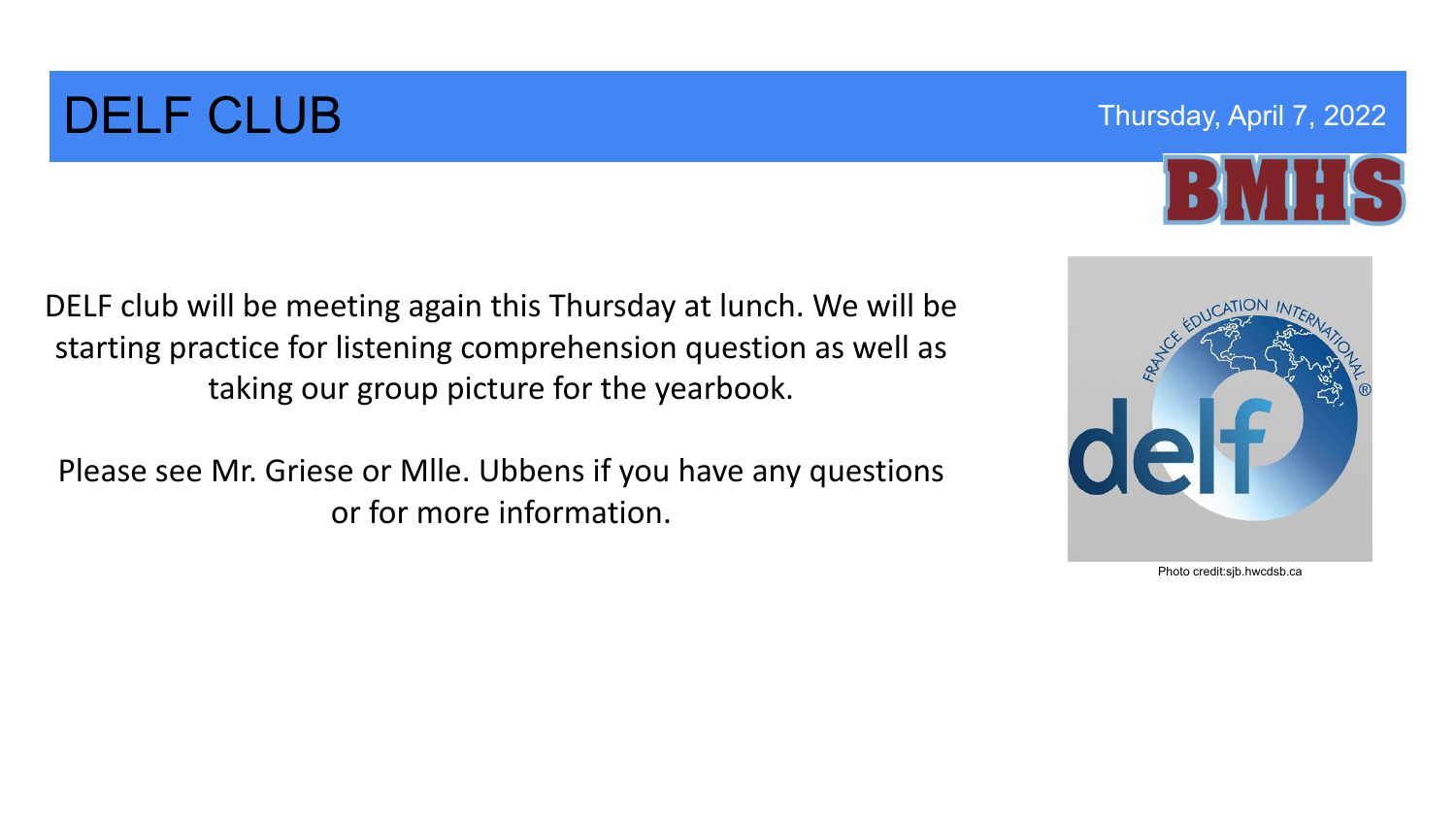# DELF CLUB

Thursday, April 7, 2022

DELF club will be meeting again this Thursday at lunch. We will be starting practice for listening comprehension question as well as taking our group picture for the yearbook.

Please see Mr. Griese or Mlle. Ubbens if you have any questions or for more information.

Photo credit:sjb.hwcdsb.ca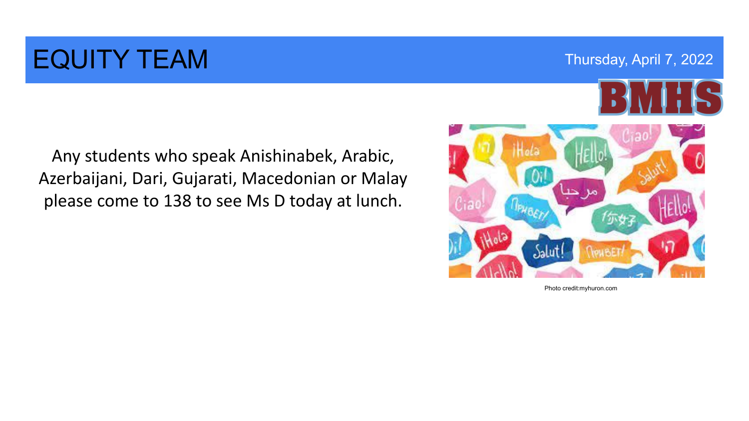# EQUITY TEAM

Thursday, April 7, 2022

BMHS

Any students who speak Anishinabek, Arabic, Azerbaijani, Dari, Gujarati, Macedonian or Malay please come to 138 to see Ms D today at lunch.

Photo credit:myhuron.com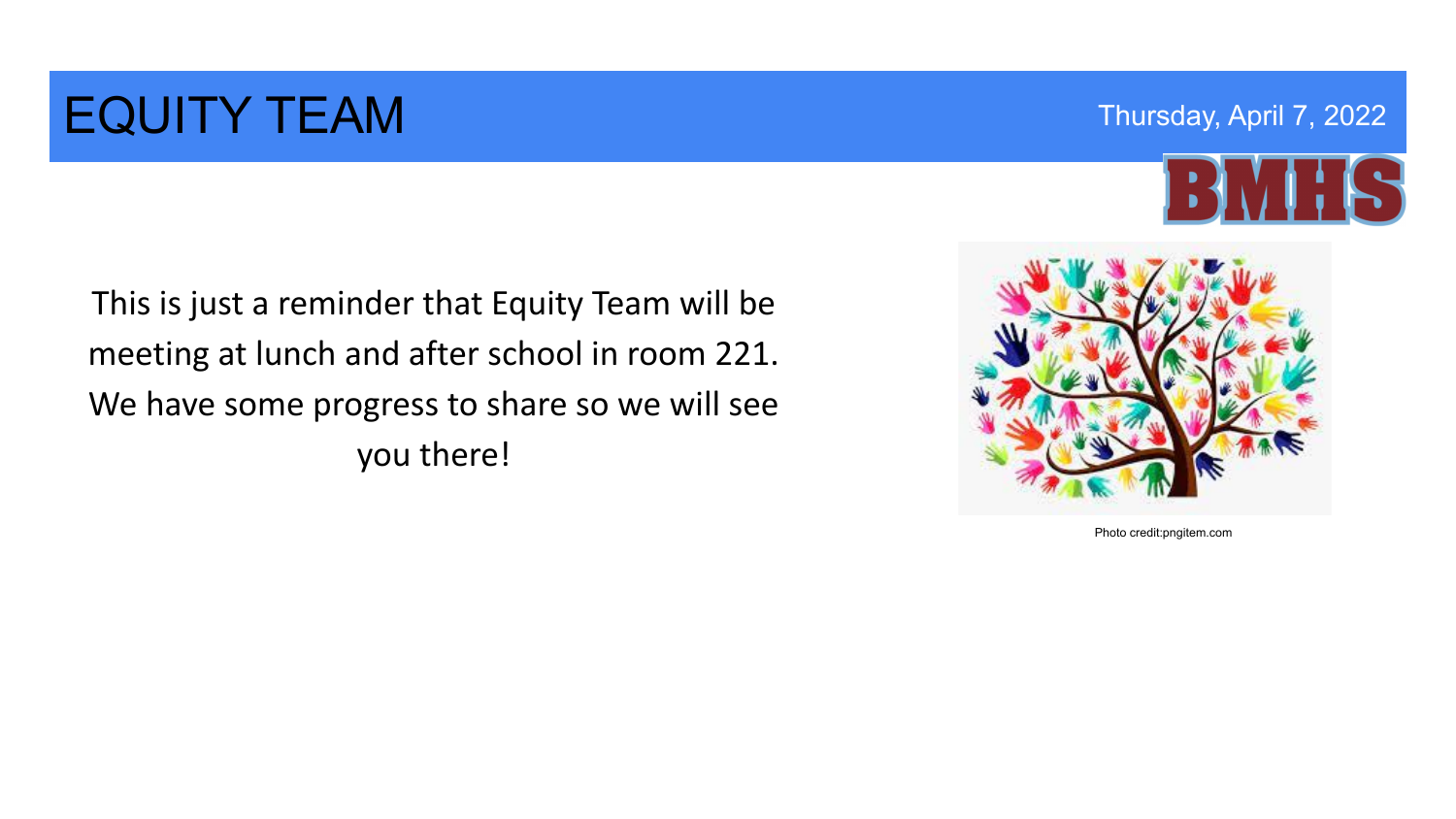# EQUITY TEAM

Thursday, April 7, 2022

BMHS

This is just a reminder that Equity Team will be meeting at lunch and after school in room 221. We have some progress to share so we will see you there!

Photo credit:pngitem.com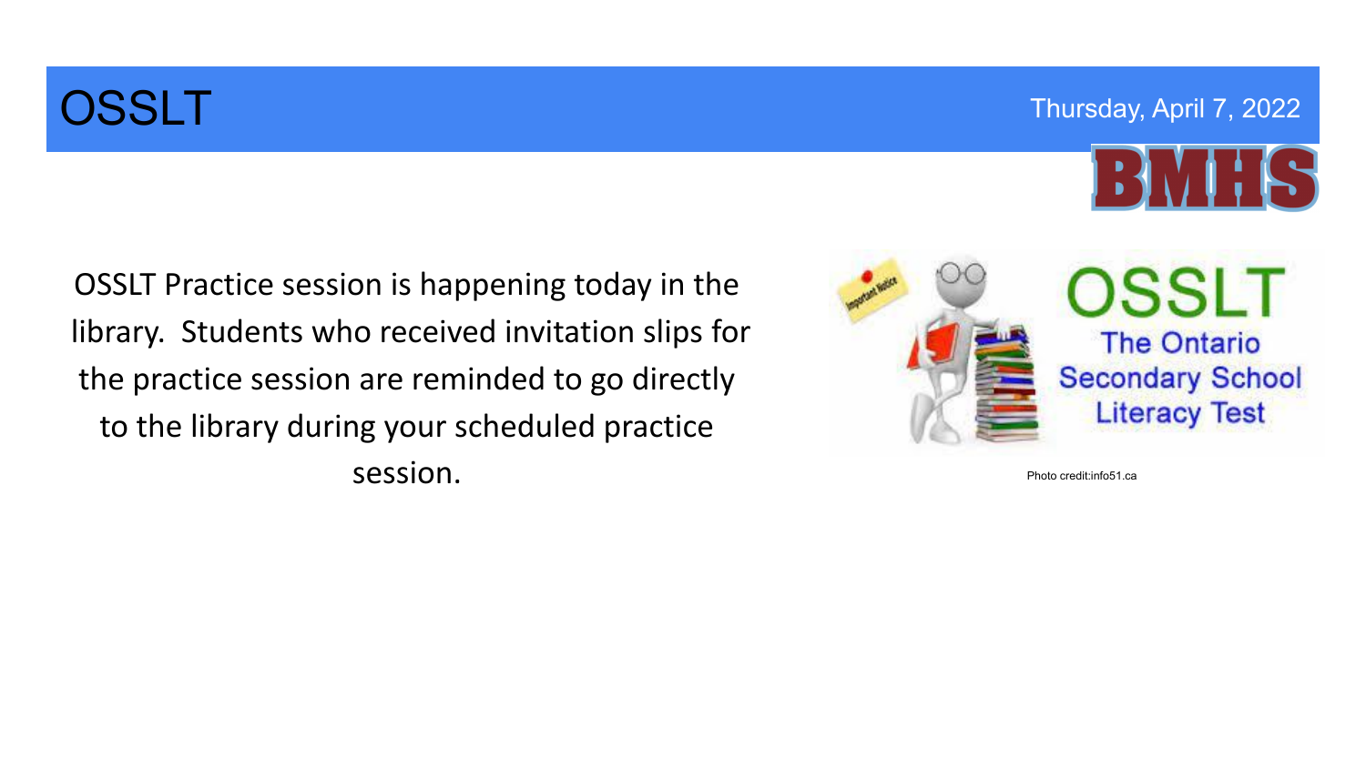# OSSLT

Thursday, April 7, 2022

BMHS

OSSLT Practice session is happening today in the library. Students who received invitation slips for the practice session are reminded to go directly to the library during your scheduled practice session.

Photo credit:info51.ca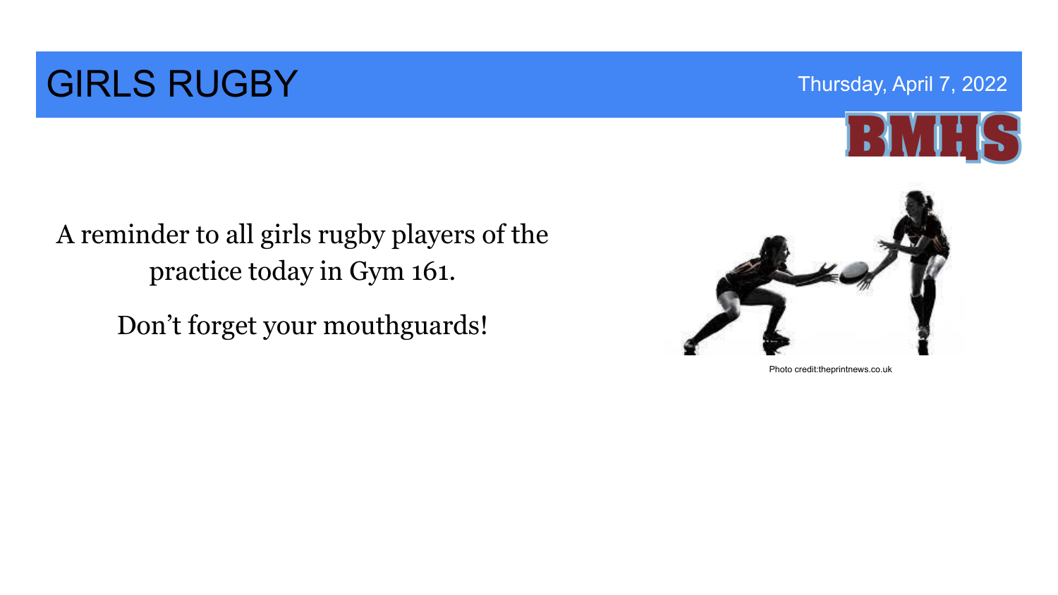# GIRLS RUGBY

Thursday, April 7, 2022

BMHS

A reminder to all girls rugby players of the practice today in Gym 161.

Don't forget your mouthguards!

Photo credit:theprintnews.co.uk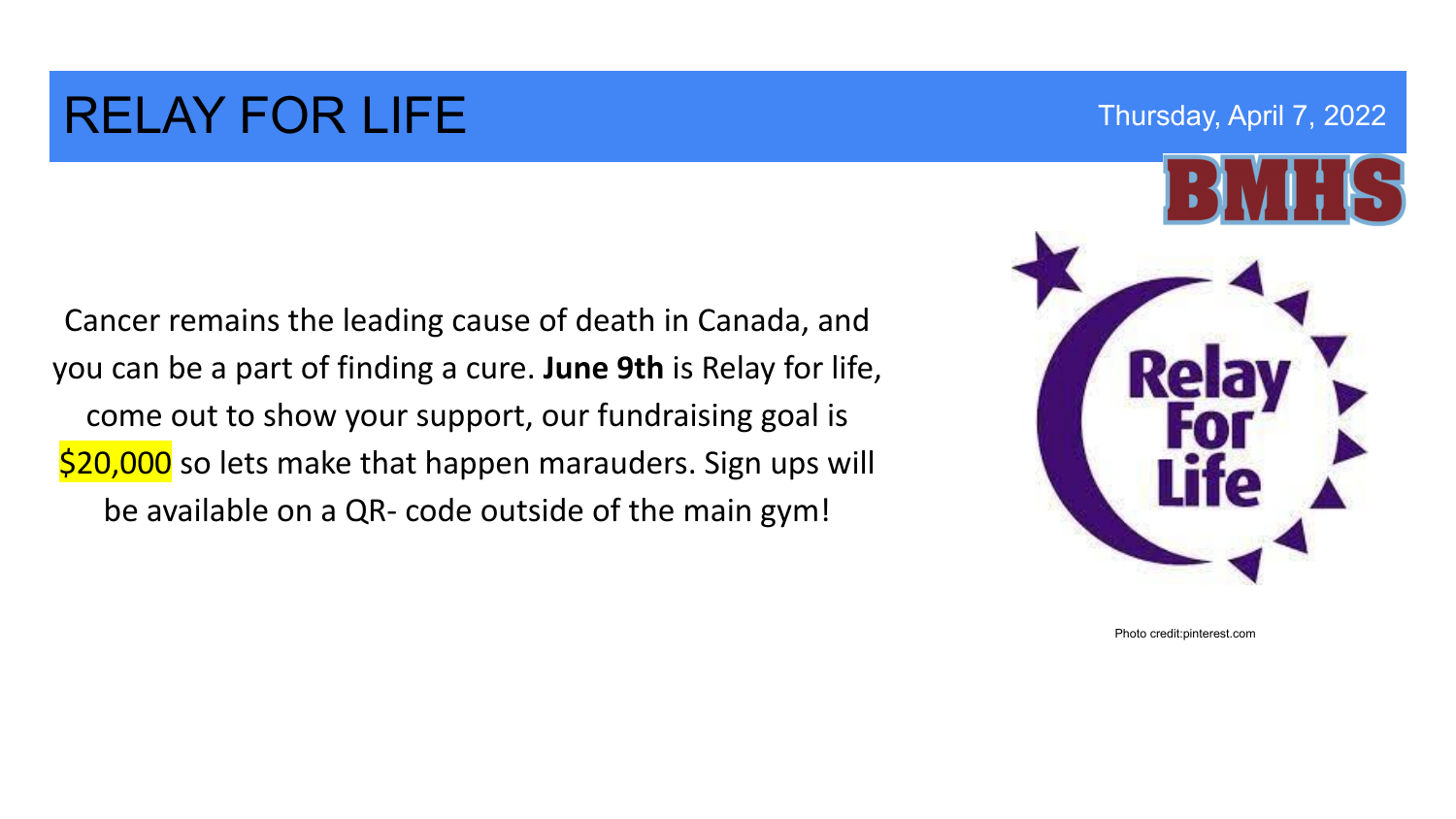# RELAY FOR LIFE

Thursday, April 7, 2022

BMHS

Cancer remains the leading cause of death in Canada, and you can be a part of finding a cure. **June 9th** is Relay for life, come out to show your support, our fundraising goal is $20,000 so lets make that happen marauders. Sign ups will be available on a QR- code outside of the main gym!

Photo credit:pinterest.com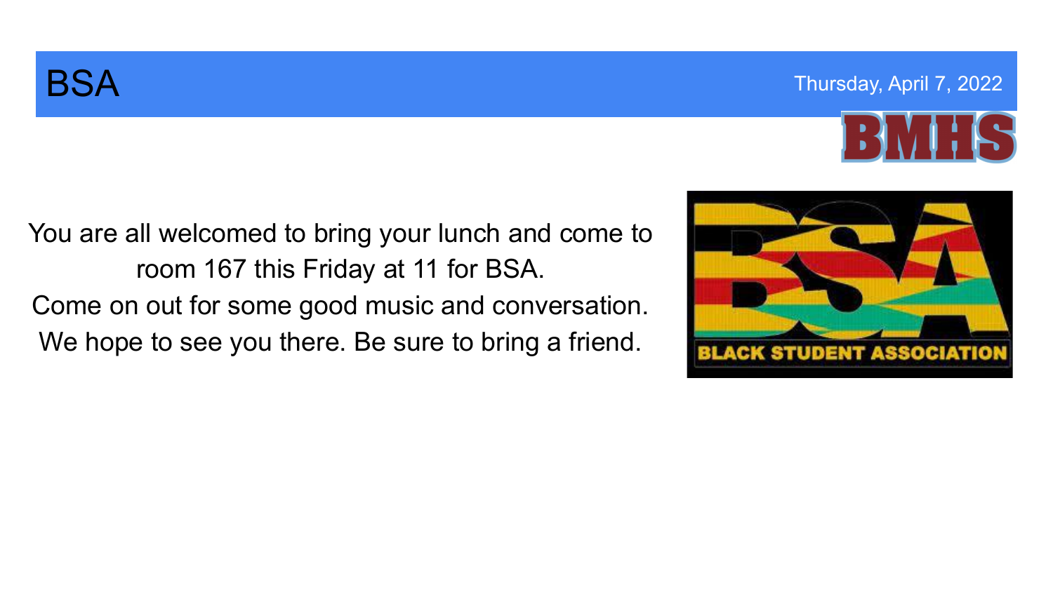# BSA

Thursday, April 7, 2022

You are all welcomed to bring your lunch and come to room 167 this Friday at 11 for BSA.
Come on out for some good music and conversation.
We hope to see you there. Be sure to bring a friend.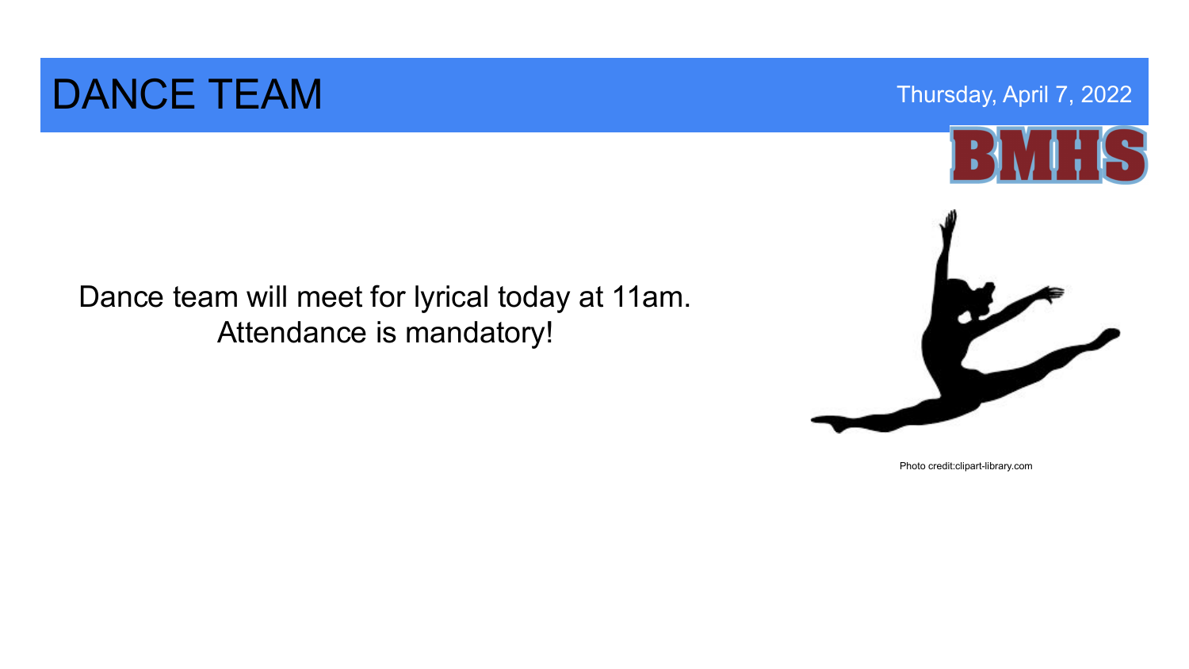# DANCE TEAM

Thursday, April 7, 2022

BMHS

Dance team will meet for lyrical today at 11am.
Attendance is mandatory!

Photo credit:clipart-library.com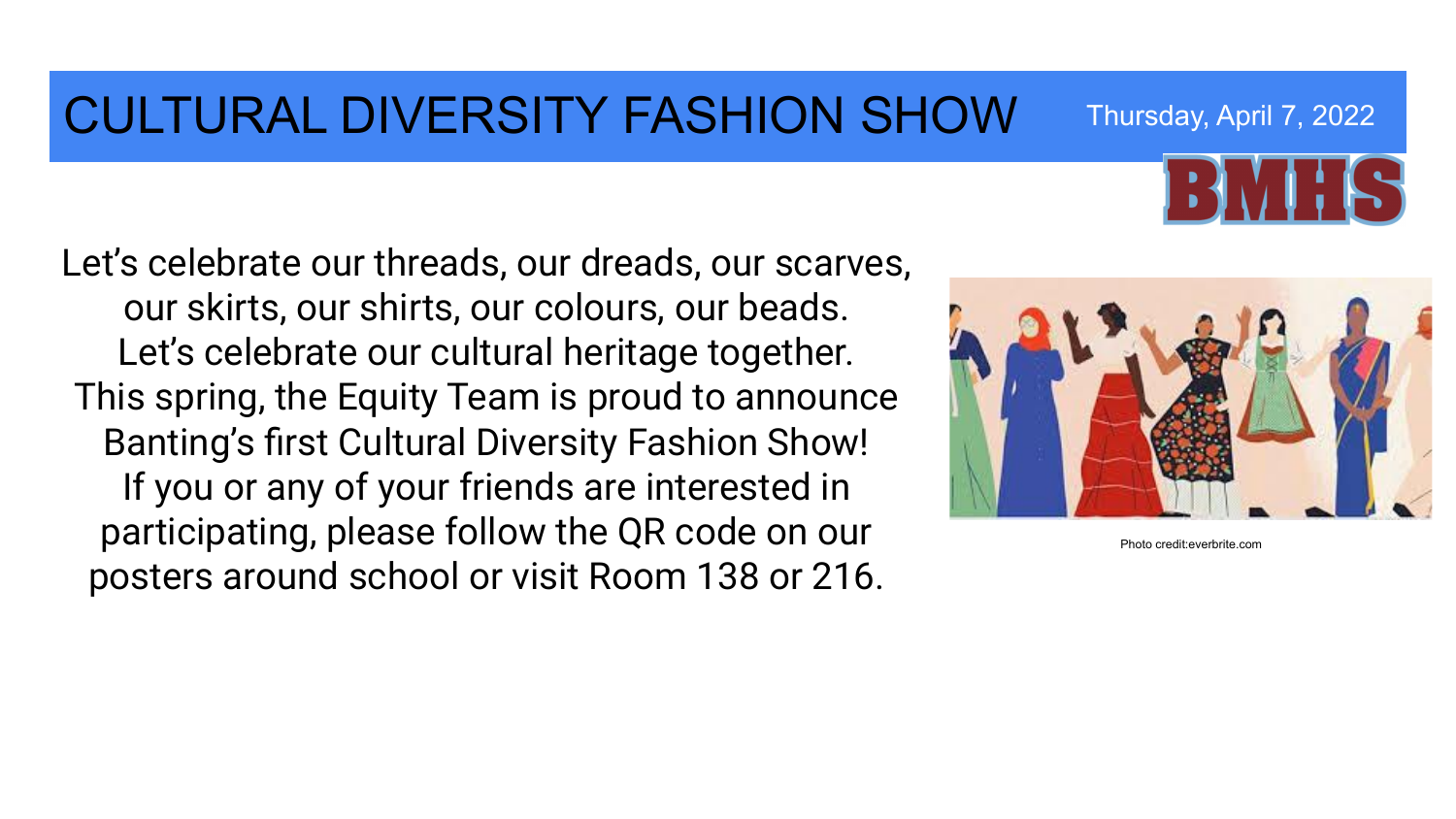# CULTURAL DIVERSITY FASHION SHOW

Thursday, April 7, 2022

BMHS

Let's celebrate our threads, our dreads, our scarves, our skirts, our shirts, our colours, our beads.
Let's celebrate our cultural heritage together.
This spring, the Equity Team is proud to announce Banting's first Cultural Diversity Fashion Show!
If you or any of your friends are interested in participating, please follow the QR code on our posters around school or visit Room 138 or 216.

Photo credit:everbrite.com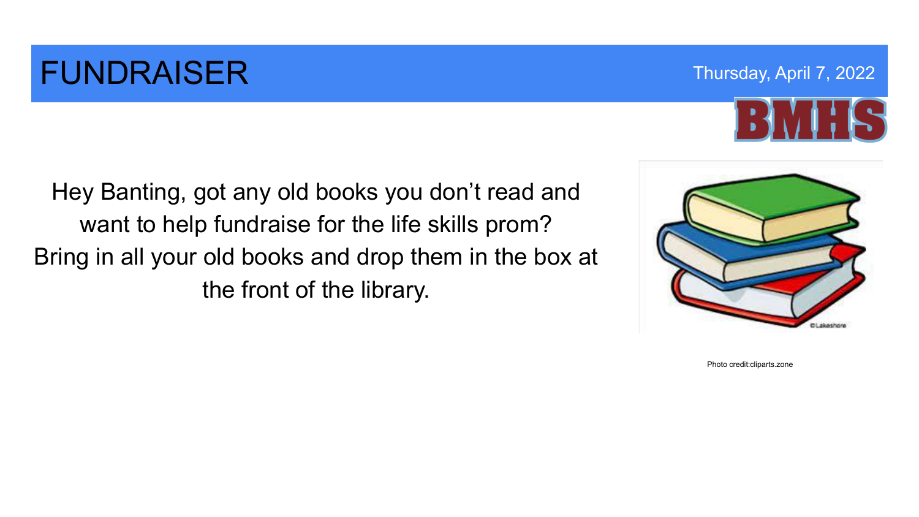# FUNDRAISER

Thursday, April 7, 2022

BMHS

Hey Banting, got any old books you don't read and want to help fundraise for the life skills prom?
Bring in all your old books and drop them in the box at the front of the library.

Photo credit:cliparts.zone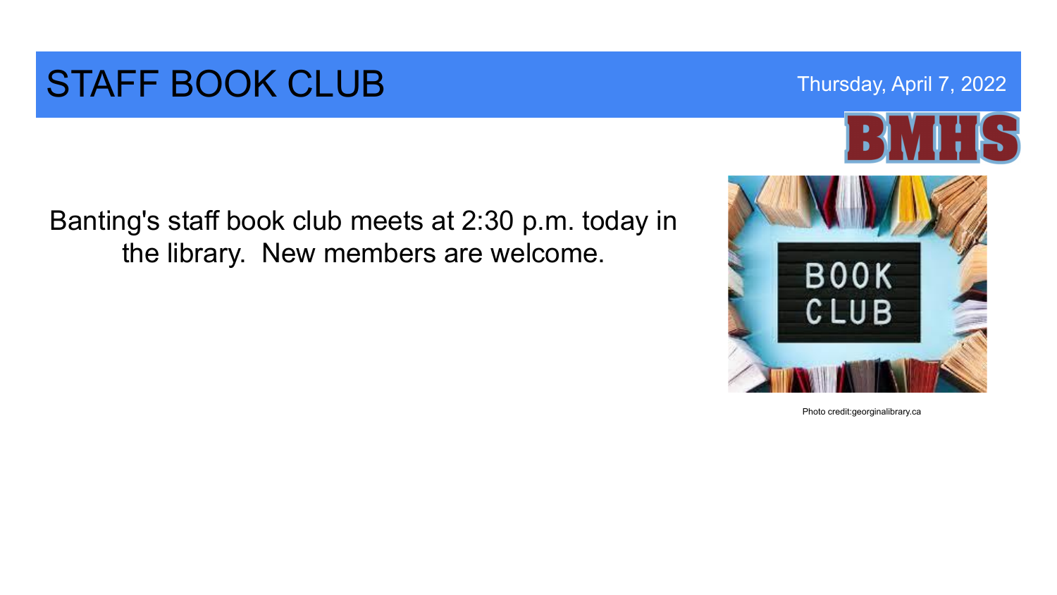# STAFF BOOK CLUB

Thursday, April 7, 2022

BMHS

Banting's staff book club meets at 2:30 p.m. today in the library. New members are welcome.

Photo credit:georginalibrary.ca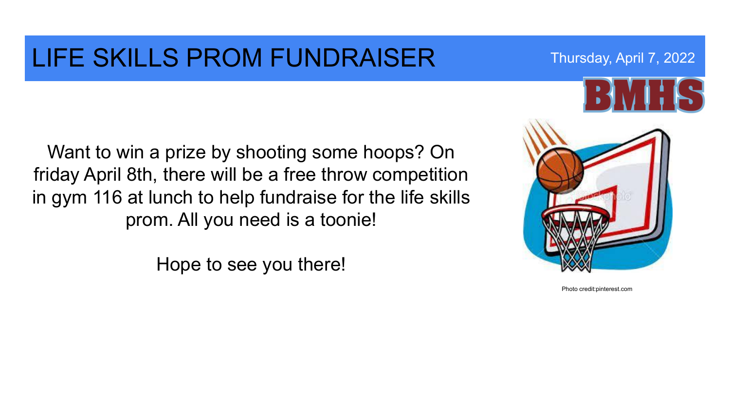# LIFE SKILLS PROM FUNDRAISER

Thursday, April 7, 2022

BMHS

Want to win a prize by shooting some hoops? On friday April 8th, there will be a free throw competition in gym 116 at lunch to help fundraise for the life skills prom. All you need is a toonie!

Hope to see you there!

Photo credit:pinterest.com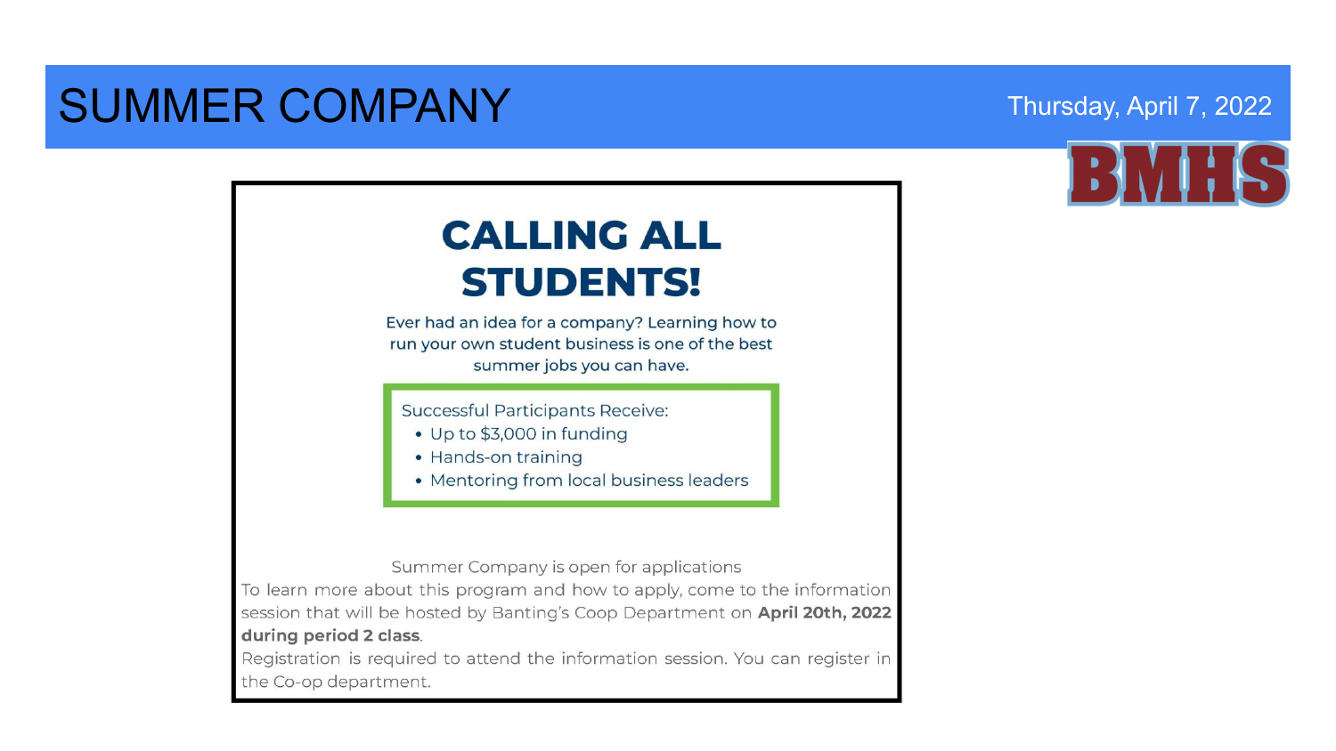# SUMMER COMPANY

Thursday, April 7, 2022

BMHS

## CALLING ALL STUDENTS!

Ever had an idea for a company? Learning how to run your own student business is one of the best summer jobs you can have.

Successful Participants Receive:

- Up to $3,000 in funding
- Hands-on training
- Mentoring from local business leaders

Summer Company is open for applications

To learn more about this program and how to apply, come to the information session that will be hosted by Banting's Coop Department on **April 20th, 2022 during period 2 class**.

Registration is required to attend the information session. You can register in the Co-op department.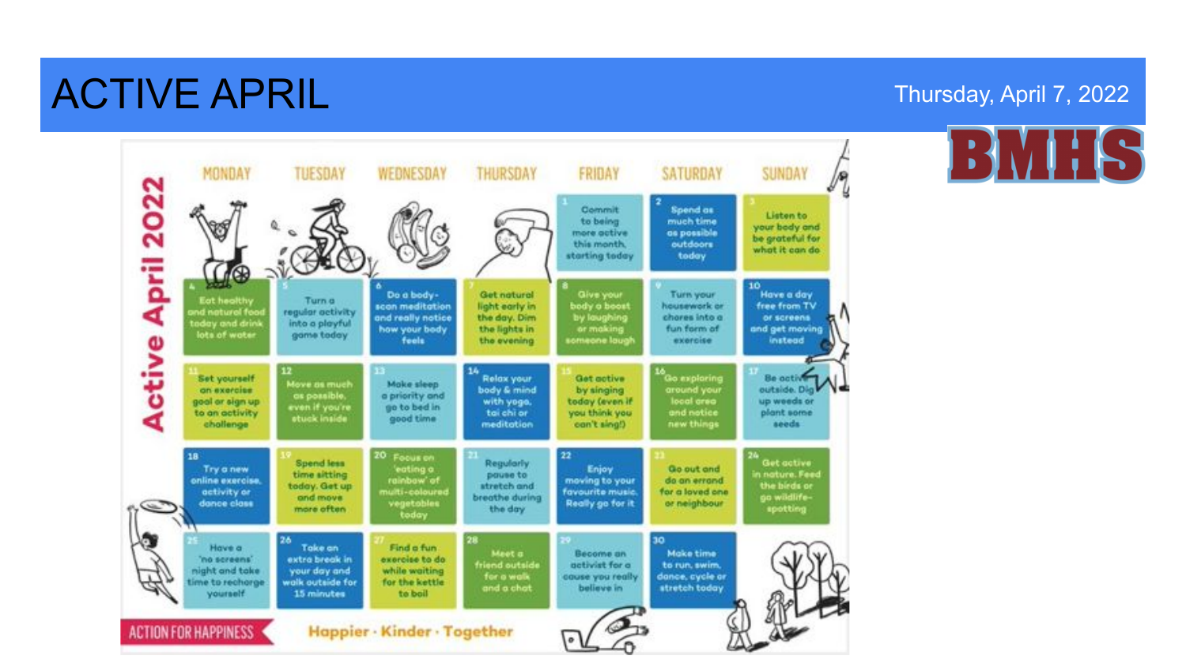# ACTIVE APRIL

Thursday, April 7, 2022

BMHS

## Active April 2022

| MONDAY | TUESDAY | WEDNESDAY | THURSDAY | FRIDAY | SATURDAY | SUNDAY |
|---|---|---|---|---|---|---|
| | | | | 1 Commit to being more active this month, starting today | 2 Spend as much time as possible outdoors today | 3 Listen to your body and be grateful for what it can do |
| 4 Eat healthy and natural food today and drink lots of water | 5 Turn a regular activity into a playful game today | 6 Do a body-scan meditation and really notice how your body feels | 7 Get natural light early in the day. Dim the lights in the evening | 8 Give your body a boost by laughing or making someone laugh | 9 Turn your housework or chores into a fun form of exercise | 10 Have a day free from TV or screens and get moving instead |
| 11 Set yourself an exercise goal or sign up to an activity challenge | 12 Move as much as possible, even if you're stuck inside | 13 Make sleep a priority and go to bed in good time | 14 Relax your body & mind with yoga, tai chi or meditation | 15 Get active by singing today (even if you think you can't sing!) | 16 Go exploring around your local area and notice new things | 17 Be active outside. Dig up weeds or plant some seeds |
| 18 Try a new online exercise, activity or dance class | 19 Spend less time sitting today. Get up and move more often | 20 Focus on 'eating a rainbow' of multi-coloured vegetables today | 21 Regularly pause to stretch and breathe during the day | 22 Enjoy moving to your favourite music. Really go for it | 23 Go out and do an errand for a loved one or neighbour | 24 Get active in nature. Feed the birds or go wildlife-spotting |
| 25 Have a 'no screens' night and take time to recharge yourself | 26 Take an extra break in your day and walk outside for 15 minutes | 27 Find a fun exercise to do while waiting for the kettle to boil | 28 Meet a friend outside for a walk and a chat | 29 Become an activist for a cause you really believe in | 30 Make time to run, swim, dance, cycle or stretch today | |

ACTION FOR HAPPINESS

Happier · Kinder · Together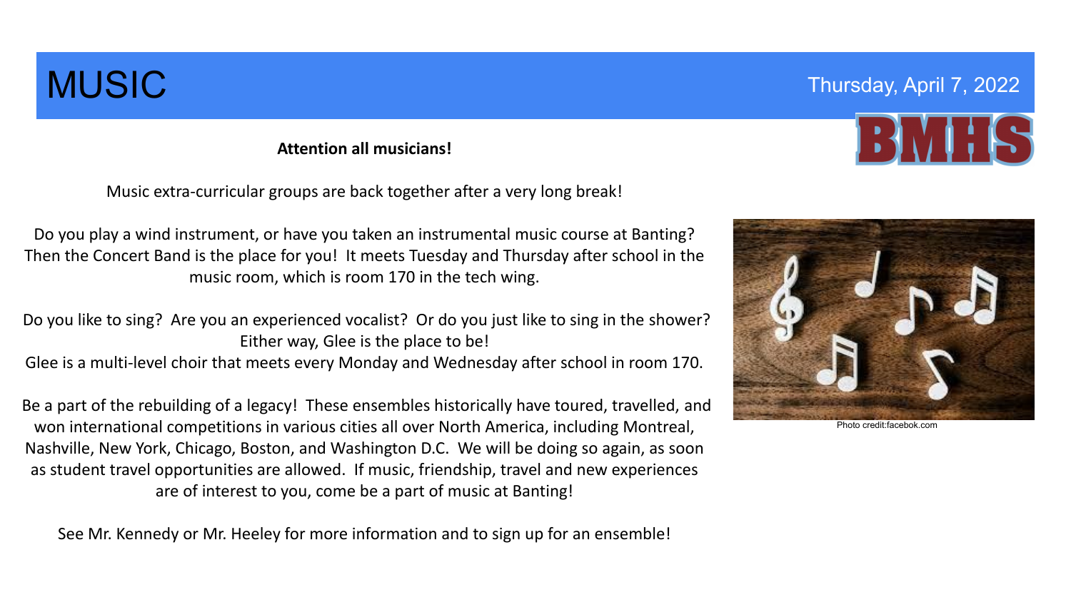# MUSIC

Thursday, April 7, 2022

BMHS

**Attention all musicians!**

Music extra-curricular groups are back together after a very long break!

Do you play a wind instrument, or have you taken an instrumental music course at Banting? Then the Concert Band is the place for you! It meets Tuesday and Thursday after school in the music room, which is room 170 in the tech wing.

Do you like to sing? Are you an experienced vocalist? Or do you just like to sing in the shower? Either way, Glee is the place to be!
Glee is a multi-level choir that meets every Monday and Wednesday after school in room 170.

Be a part of the rebuilding of a legacy! These ensembles historically have toured, travelled, and won international competitions in various cities all over North America, including Montreal, Nashville, New York, Chicago, Boston, and Washington D.C. We will be doing so again, as soon as student travel opportunities are allowed. If music, friendship, travel and new experiences are of interest to you, come be a part of music at Banting!

See Mr. Kennedy or Mr. Heeley for more information and to sign up for an ensemble!

Photo credit:facebok.com